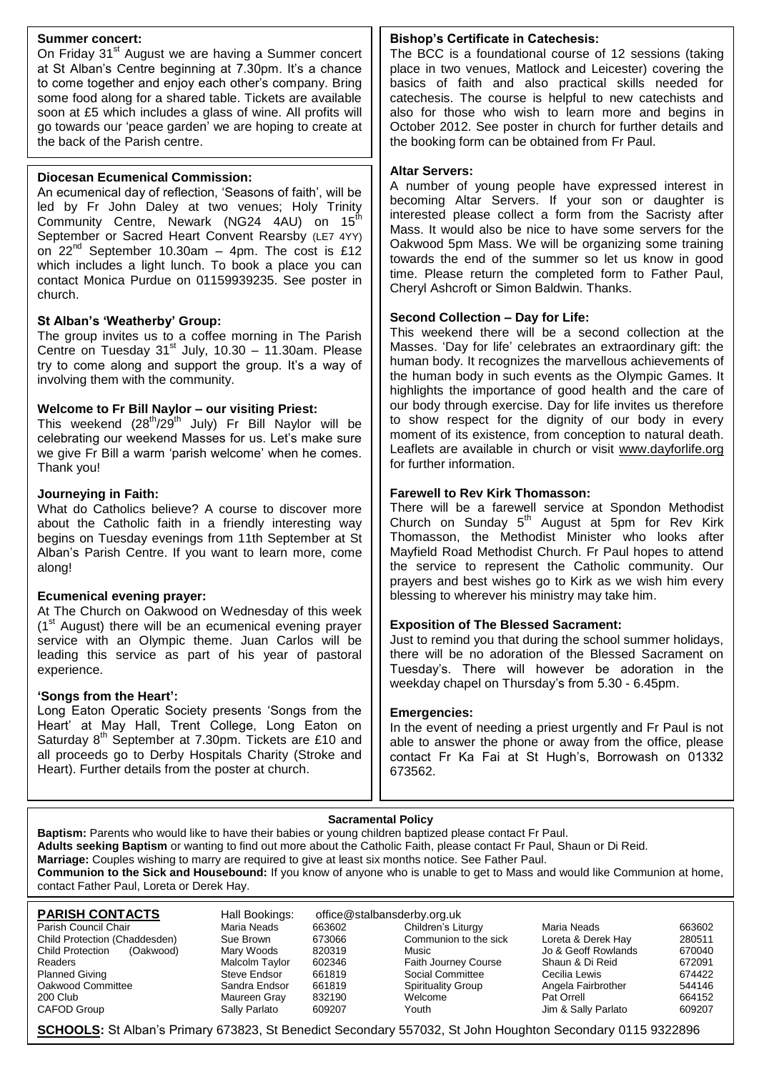**Summer concert:**

On Friday 31st August we are having a Summer concert at St Alban's Centre beginning at 7.30pm. It's a chance to come together and enjoy each other's company. Bring some food along for a shared table. Tickets are available soon at £5 which includes a glass of wine. All profits will go towards our 'peace garden' we are hoping to create at the back of the Parish centre.

**Diocesan Ecumenical Commission:**

An ecumenical day of reflection, 'Seasons of faith', will be led by Fr John Daley at two venues; Holy Trinity Community Centre, Newark (NG24 4AU) on 15th September or Sacred Heart Convent Rearsby (LE7 4YY) on 22nd September 10.30am – 4pm. The cost is £12 which includes a light lunch. To book a place you can contact Monica Purdue on 01159939235. See poster in church.

**St Alban's 'Weatherby' Group:**

The group invites us to a coffee morning in The Parish Centre on Tuesday 31st July, 10.30 – 11.30am. Please try to come along and support the group. It's a way of involving them with the community.

**Welcome to Fr Bill Naylor – our visiting Priest:**

This weekend (28th/29th July) Fr Bill Naylor will be celebrating our weekend Masses for us. Let's make sure we give Fr Bill a warm 'parish welcome' when he comes. Thank you!

**Journeying in Faith:**

What do Catholics believe? A course to discover more about the Catholic faith in a friendly interesting way begins on Tuesday evenings from 11th September at St Alban's Parish Centre. If you want to learn more, come along!

**Ecumenical evening prayer:**

At The Church on Oakwood on Wednesday of this week (1st August) there will be an ecumenical evening prayer service with an Olympic theme. Juan Carlos will be leading this service as part of his year of pastoral experience.

**'Songs from the Heart':**

Long Eaton Operatic Society presents 'Songs from the Heart' at May Hall, Trent College, Long Eaton on Saturday 8th September at 7.30pm. Tickets are £10 and all proceeds go to Derby Hospitals Charity (Stroke and Heart). Further details from the poster at church.

**Bishop's Certificate in Catechesis:**

The BCC is a foundational course of 12 sessions (taking place in two venues, Matlock and Leicester) covering the basics of faith and also practical skills needed for catechesis. The course is helpful to new catechists and also for those who wish to learn more and begins in October 2012. See poster in church for further details and the booking form can be obtained from Fr Paul.

**Altar Servers:**

A number of young people have expressed interest in becoming Altar Servers. If your son or daughter is interested please collect a form from the Sacristy after Mass. It would also be nice to have some servers for the Oakwood 5pm Mass. We will be organizing some training towards the end of the summer so let us know in good time. Please return the completed form to Father Paul, Cheryl Ashcroft or Simon Baldwin. Thanks.

**Second Collection – Day for Life:**

This weekend there will be a second collection at the Masses. 'Day for life' celebrates an extraordinary gift: the human body. It recognizes the marvellous achievements of the human body in such events as the Olympic Games. It highlights the importance of good health and the care of our body through exercise. Day for life invites us therefore to show respect for the dignity of our body in every moment of its existence, from conception to natural death. Leaflets are available in church or visit www.dayforlife.org for further information.

**Farewell to Rev Kirk Thomasson:**

There will be a farewell service at Spondon Methodist Church on Sunday 5th August at 5pm for Rev Kirk Thomasson, the Methodist Minister who looks after Mayfield Road Methodist Church. Fr Paul hopes to attend the service to represent the Catholic community. Our prayers and best wishes go to Kirk as we wish him every blessing to wherever his ministry may take him.

**Exposition of The Blessed Sacrament:**

Just to remind you that during the school summer holidays, there will be no adoration of the Blessed Sacrament on Tuesday's. There will however be adoration in the weekday chapel on Thursday's from 5.30 - 6.45pm.

**Emergencies:**

In the event of needing a priest urgently and Fr Paul is not able to answer the phone or away from the office, please contact Fr Ka Fai at St Hugh's, Borrowash on 01332 673562.

**Sacramental Policy**

**Baptism:** Parents who would like to have their babies or young children baptized please contact Fr Paul.
**Adults seeking Baptism** or wanting to find out more about the Catholic Faith, please contact Fr Paul, Shaun or Di Reid.
**Marriage:** Couples wishing to marry are required to give at least six months notice. See Father Paul.
**Communion to the Sick and Housebound:** If you know of anyone who is unable to get to Mass and would like Communion at home, contact Father Paul, Loreta or Derek Hay.

**PARISH CONTACTS** Hall Bookings: office@stalbansderby.org.uk

| | | | | | |
|---|---|---|---|---|---|
| Parish Council Chair | Maria Neads | 663602 | Children's Liturgy | Maria Neads | 663602 |
| Child Protection (Chaddesden) | Sue Brown | 673066 | Communion to the sick | Loreta & Derek Hay | 280511 |
| Child Protection (Oakwood) | Mary Woods | 820319 | Music | Jo & Geoff Rowlands | 670040 |
| Readers | Malcolm Taylor | 602346 | Faith Journey Course | Shaun & Di Reid | 672091 |
| Planned Giving | Steve Endsor | 661819 | Social Committee | Cecilia Lewis | 674422 |
| Oakwood Committee | Sandra Endsor | 661819 | Spirituality Group | Angela Fairbrother | 544146 |
| 200 Club | Maureen Gray | 832190 | Welcome | Pat Orrell | 664152 |
| CAFOD Group | Sally Parlato | 609207 | Youth | Jim & Sally Parlato | 609207 |

**SCHOOLS:** St Alban's Primary 673823, St Benedict Secondary 557032, St John Houghton Secondary 0115 9322896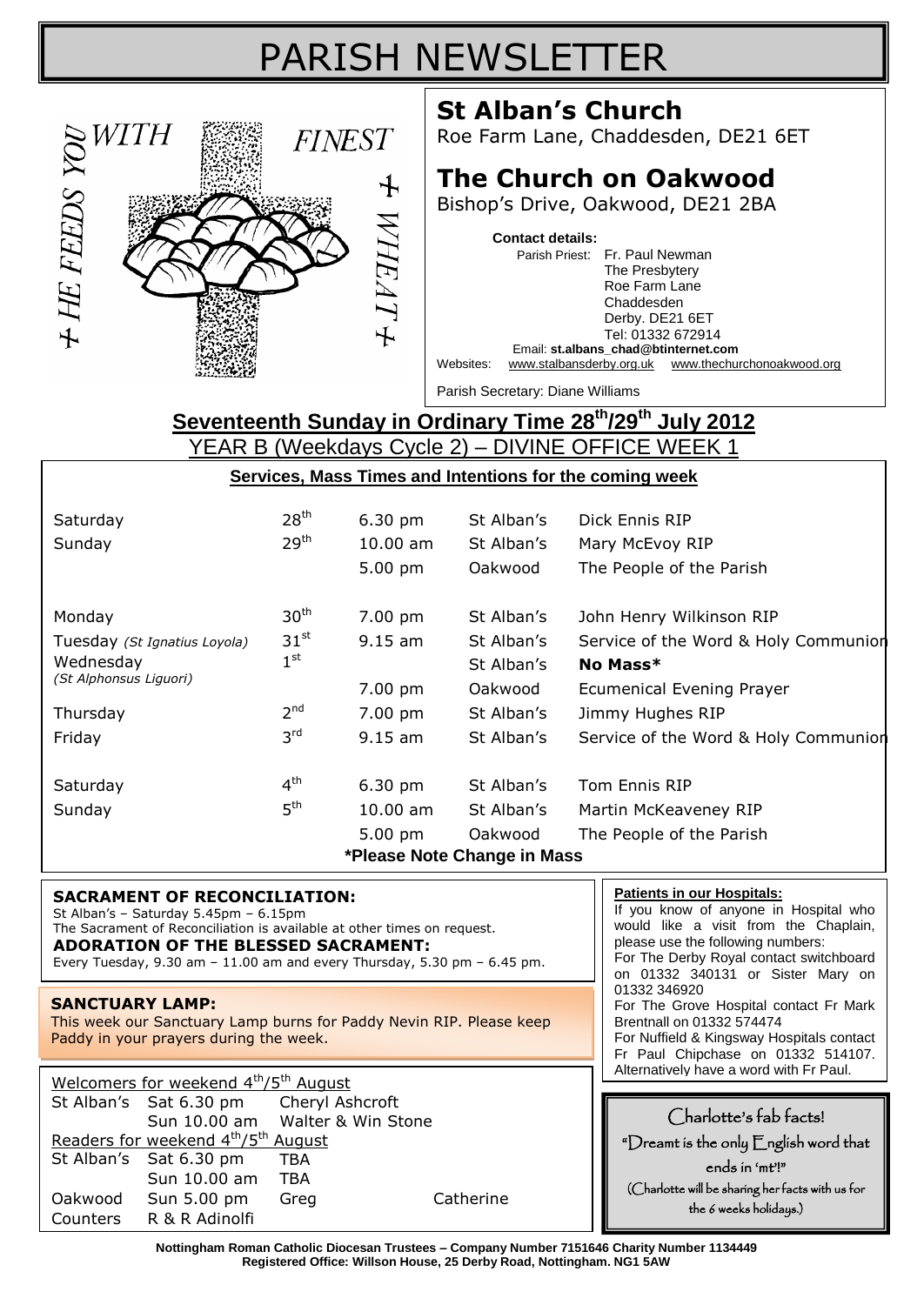# PARISH NEWSLETTER

+ HE FEEDS YOU WITH FINEST + WHEAT +

## St Alban's Church

Roe Farm Lane, Chaddesden, DE21 6ET

## The Church on Oakwood

Bishop's Drive, Oakwood, DE21 2BA

**Contact details:**

Parish Priest: Fr. Paul Newman
The Presbytery
Roe Farm Lane
Chaddesden
Derby. DE21 6ET
Tel: 01332 672914

Email: **st.albans_chad@btinternet.com**

Websites: www.stalbansderby.org.uk www.thechurchonoakwood.org

Parish Secretary: Diane Williams

## Seventeenth Sunday in Ordinary Time 28th/29th July 2012

YEAR B (Weekdays Cycle 2) – DIVINE OFFICE WEEK 1

### Services, Mass Times and Intentions for the coming week

| | | | | |
|---|---|---|---|---|
| Saturday | 28th | 6.30 pm | St Alban's | Dick Ennis RIP |
| Sunday | 29th | 10.00 am | St Alban's | Mary McEvoy RIP |
| | | 5.00 pm | Oakwood | The People of the Parish |
| Monday | 30th | 7.00 pm | St Alban's | John Henry Wilkinson RIP |
| Tuesday *(St Ignatius Loyola)* | 31st | 9.15 am | St Alban's | Service of the Word & Holy Communion |
| Wednesday *(St Alphonsus Liguori)* | 1st | | St Alban's | **No Mass*** |
| | | 7.00 pm | Oakwood | Ecumenical Evening Prayer |
| Thursday | 2nd | 7.00 pm | St Alban's | Jimmy Hughes RIP |
| Friday | 3rd | 9.15 am | St Alban's | Service of the Word & Holy Communion |
| Saturday | 4th | 6.30 pm | St Alban's | Tom Ennis RIP |
| Sunday | 5th | 10.00 am | St Alban's | Martin McKeaveney RIP |
| | | 5.00 pm | Oakwood | The People of the Parish |

***Please Note Change in Mass**

**SACRAMENT OF RECONCILIATION:**

St Alban's – Saturday 5.45pm – 6.15pm
The Sacrament of Reconciliation is available at other times on request.

**ADORATION OF THE BLESSED SACRAMENT:**

Every Tuesday, 9.30 am – 11.00 am and every Thursday, 5.30 pm – 6.45 pm.

**SANCTUARY LAMP:**

This week our Sanctuary Lamp burns for Paddy Nevin RIP. Please keep Paddy in your prayers during the week.

Welcomers for weekend 4th/5th August

| | | | |
|---|---|---|---|
| St Alban's | Sat 6.30 pm | Cheryl Ashcroft | |
| | Sun 10.00 am | Walter & Win Stone | |

Readers for weekend 4th/5th August

| | | | |
|---|---|---|---|
| St Alban's | Sat 6.30 pm | TBA | |
| | Sun 10.00 am | TBA | |
| Oakwood | Sun 5.00 pm | Greg | Catherine |
| Counters | R & R Adinolfi | | |

**Patients in our Hospitals:**

If you know of anyone in Hospital who would like a visit from the Chaplain, please use the following numbers:
For The Derby Royal contact switchboard on 01332 340131 or Sister Mary on 01332 346920
For The Grove Hospital contact Fr Mark Brentnall on 01332 574474
For Nuffield & Kingsway Hospitals contact Fr Paul Chipchase on 01332 514107.
Alternatively have a word with Fr Paul.

**Charlotte's fab facts!**

"Dreamt is the only English word that ends in 'mt'!"

(Charlotte will be sharing her facts with us for the 6 weeks holidays.)

Nottingham Roman Catholic Diocesan Trustees – Company Number 7151646 Charity Number 1134449
Registered Office: Willson House, 25 Derby Road, Nottingham. NG1 5AW